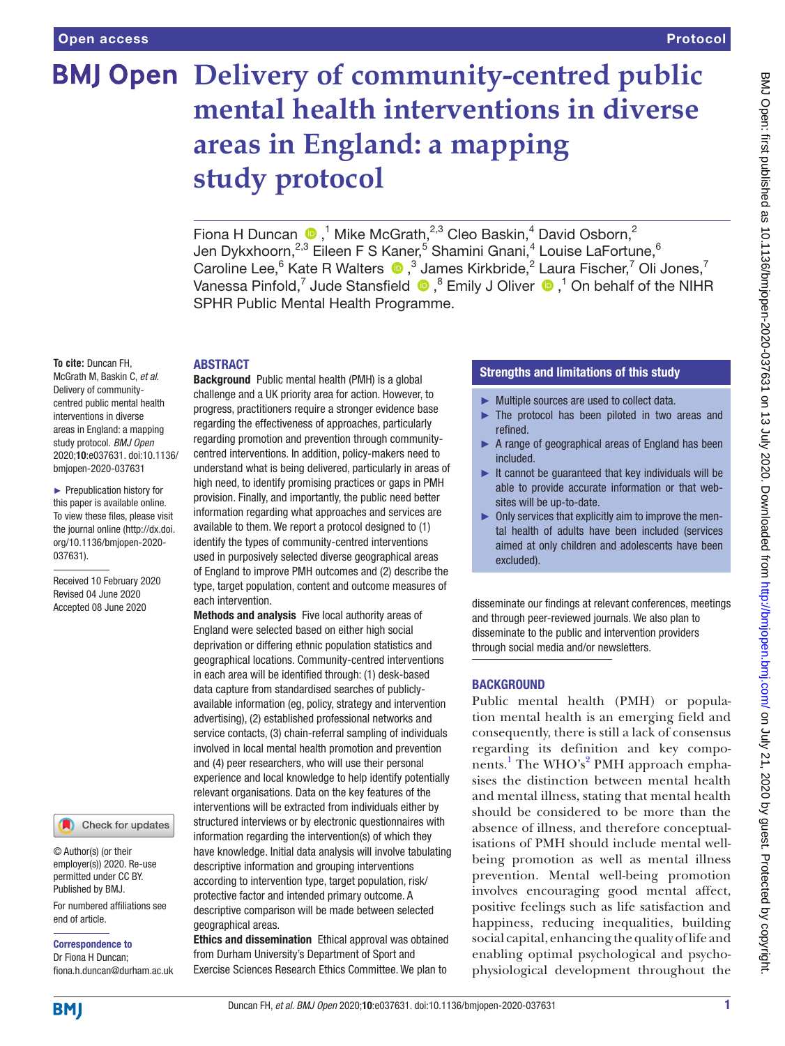Open access

Protocol

# Delivery of community-centred public mental health interventions in diverse areas in England: a mapping study protocol

Fiona H Duncan,[1] Mike McGrath,[2,3] Cleo Baskin,[4] David Osborn,[2] Jen Dykxhoorn,[2,3] Eileen F S Kaner,[5] Shamini Gnani,[4] Louise LaFortune,[6] Caroline Lee,[6] Kate R Walters,[3] James Kirkbride,[2] Laura Fischer,[7] Oli Jones,[7] Vanessa Pinfold,[7] Jude Stansfield,[8] Emily J Oliver,[1] On behalf of the NIHR SPHR Public Mental Health Programme.

**To cite:** Duncan FH, McGrath M, Baskin C, *et al*. Delivery of community-centred public mental health interventions in diverse areas in England: a mapping study protocol. *BMJ Open* 2020;**10**:e037631. doi:10.1136/bmjopen-2020-037631

► Prepublication history for this paper is available online. To view these files, please visit the journal online (http://dx.doi.org/10.1136/bmjopen-2020-037631).

Received 10 February 2020
Revised 04 June 2020
Accepted 08 June 2020

© Author(s) (or their employer(s)) 2020. Re-use permitted under CC BY. Published by BMJ.

For numbered affiliations see end of article.

**Correspondence to**
Dr Fiona H Duncan;
fiona.h.duncan@durham.ac.uk

## ABSTRACT

**Background** Public mental health (PMH) is a global challenge and a UK priority area for action. However, to progress, practitioners require a stronger evidence base regarding the effectiveness of approaches, particularly regarding promotion and prevention through community-centred interventions. In addition, policy-makers need to understand what is being delivered, particularly in areas of high need, to identify promising practices or gaps in PMH provision. Finally, and importantly, the public need better information regarding what approaches and services are available to them. We report a protocol designed to (1) identify the types of community-centred interventions used in purposively selected diverse geographical areas of England to improve PMH outcomes and (2) describe the type, target population, content and outcome measures of each intervention.

**Methods and analysis** Five local authority areas of England were selected based on either high social deprivation or differing ethnic population statistics and geographical locations. Community-centred interventions in each area will be identified through: (1) desk-based data capture from standardised searches of publicly-available information (eg, policy, strategy and intervention advertising), (2) established professional networks and service contacts, (3) chain-referral sampling of individuals involved in local mental health promotion and prevention and (4) peer researchers, who will use their personal experience and local knowledge to help identify potentially relevant organisations. Data on the key features of the interventions will be extracted from individuals either by structured interviews or by electronic questionnaires with information regarding the intervention(s) of which they have knowledge. Initial data analysis will involve tabulating descriptive information and grouping interventions according to intervention type, target population, risk/protective factor and intended primary outcome. A descriptive comparison will be made between selected geographical areas.

**Ethics and dissemination** Ethical approval was obtained from Durham University's Department of Sport and Exercise Sciences Research Ethics Committee. We plan to disseminate our findings at relevant conferences, meetings and through peer-reviewed journals. We also plan to disseminate to the public and intervention providers through social media and/or newsletters.

### Strengths and limitations of this study

- ► Multiple sources are used to collect data.
- ► The protocol has been piloted in two areas and refined.
- ► A range of geographical areas of England has been included.
- ► It cannot be guaranteed that key individuals will be able to provide accurate information or that websites will be up-to-date.
- ► Only services that explicitly aim to improve the mental health of adults have been included (services aimed at only children and adolescents have been excluded).

## BACKGROUND

Public mental health (PMH) or population mental health is an emerging field and consequently, there is still a lack of consensus regarding its definition and key components.[1] The WHO's[2] PMH approach emphasises the distinction between mental health and mental illness, stating that mental health should be considered to be more than the absence of illness, and therefore conceptualisations of PMH should include mental well-being promotion as well as mental illness prevention. Mental well-being promotion involves encouraging good mental affect, positive feelings such as life satisfaction and happiness, reducing inequalities, building social capital, enhancing the quality of life and enabling optimal psychological and psychophysiological development throughout the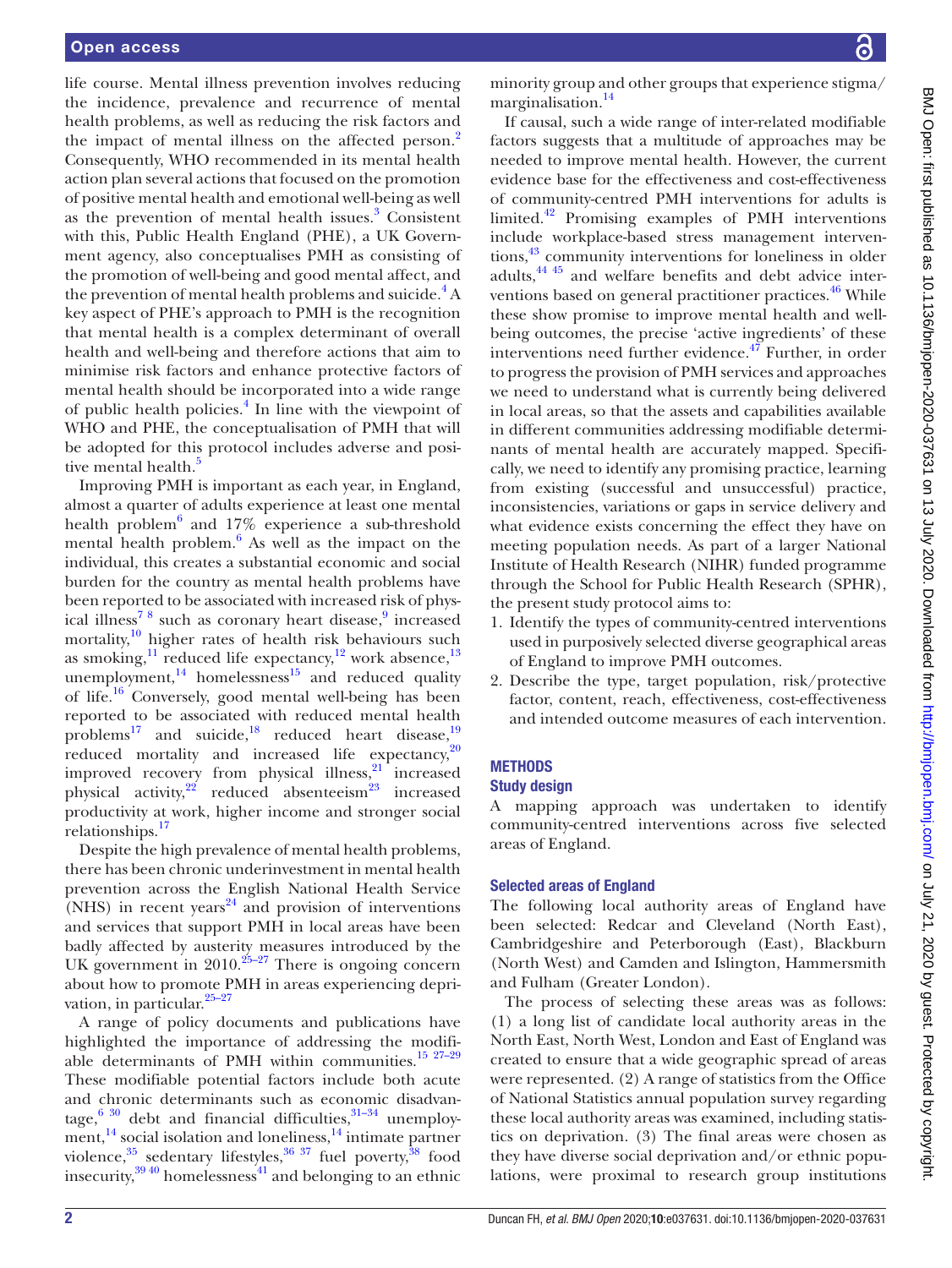life course. Mental illness prevention involves reducing the incidence, prevalence and recurrence of mental health problems, as well as reducing the risk factors and the impact of mental illness on the affected person.[2] Consequently, WHO recommended in its mental health action plan several actions that focused on the promotion of positive mental health and emotional well-being as well as the prevention of mental health issues.[3] Consistent with this, Public Health England (PHE), a UK Government agency, also conceptualises PMH as consisting of the promotion of well-being and good mental affect, and the prevention of mental health problems and suicide.[4] A key aspect of PHE's approach to PMH is the recognition that mental health is a complex determinant of overall health and well-being and therefore actions that aim to minimise risk factors and enhance protective factors of mental health should be incorporated into a wide range of public health policies.[4] In line with the viewpoint of WHO and PHE, the conceptualisation of PMH that will be adopted for this protocol includes adverse and positive mental health.[5]

Improving PMH is important as each year, in England, almost a quarter of adults experience at least one mental health problem[6] and 17% experience a sub-threshold mental health problem.[6] As well as the impact on the individual, this creates a substantial economic and social burden for the country as mental health problems have been reported to be associated with increased risk of physical illness[7 8] such as coronary heart disease,[9] increased mortality,[10] higher rates of health risk behaviours such as smoking,[11] reduced life expectancy,[12] work absence,[13] unemployment,[14] homelessness[15] and reduced quality of life.[16] Conversely, good mental well-being has been reported to be associated with reduced mental health problems[17] and suicide,[18] reduced heart disease,[19] reduced mortality and increased life expectancy,[20] improved recovery from physical illness,[21] increased physical activity,[22] reduced absenteeism[23] increased productivity at work, higher income and stronger social relationships.[17]

Despite the high prevalence of mental health problems, there has been chronic underinvestment in mental health prevention across the English National Health Service (NHS) in recent years[24] and provision of interventions and services that support PMH in local areas have been badly affected by austerity measures introduced by the UK government in 2010.[25–27] There is ongoing concern about how to promote PMH in areas experiencing deprivation, in particular.[25–27]

A range of policy documents and publications have highlighted the importance of addressing the modifiable determinants of PMH within communities.[15 27–29] These modifiable potential factors include both acute and chronic determinants such as economic disadvantage,[6 30] debt and financial difficulties,[31–34] unemployment,[14] social isolation and loneliness,[14] intimate partner violence,[35] sedentary lifestyles,[36 37] fuel poverty,[38] food insecurity,[39 40] homelessness[41] and belonging to an ethnic minority group and other groups that experience stigma/marginalisation.[14]

If causal, such a wide range of inter-related modifiable factors suggests that a multitude of approaches may be needed to improve mental health. However, the current evidence base for the effectiveness and cost-effectiveness of community-centred PMH interventions for adults is limited.[42] Promising examples of PMH interventions include workplace-based stress management interventions,[43] community interventions for loneliness in older adults,[44 45] and welfare benefits and debt advice interventions based on general practitioner practices.[46] While these show promise to improve mental health and well-being outcomes, the precise 'active ingredients' of these interventions need further evidence.[47] Further, in order to progress the provision of PMH services and approaches we need to understand what is currently being delivered in local areas, so that the assets and capabilities available in different communities addressing modifiable determinants of mental health are accurately mapped. Specifically, we need to identify any promising practice, learning from existing (successful and unsuccessful) practice, inconsistencies, variations or gaps in service delivery and what evidence exists concerning the effect they have on meeting population needs. As part of a larger National Institute of Health Research (NIHR) funded programme through the School for Public Health Research (SPHR), the present study protocol aims to:

1. Identify the types of community-centred interventions used in purposively selected diverse geographical areas of England to improve PMH outcomes.
2. Describe the type, target population, risk/protective factor, content, reach, effectiveness, cost-effectiveness and intended outcome measures of each intervention.

## METHODS

### Study design

A mapping approach was undertaken to identify community-centred interventions across five selected areas of England.

### Selected areas of England

The following local authority areas of England have been selected: Redcar and Cleveland (North East), Cambridgeshire and Peterborough (East), Blackburn (North West) and Camden and Islington, Hammersmith and Fulham (Greater London).

The process of selecting these areas was as follows: (1) a long list of candidate local authority areas in the North East, North West, London and East of England was created to ensure that a wide geographic spread of areas were represented. (2) A range of statistics from the Office of National Statistics annual population survey regarding these local authority areas was examined, including statistics on deprivation. (3) The final areas were chosen as they have diverse social deprivation and/or ethnic populations, were proximal to research group institutions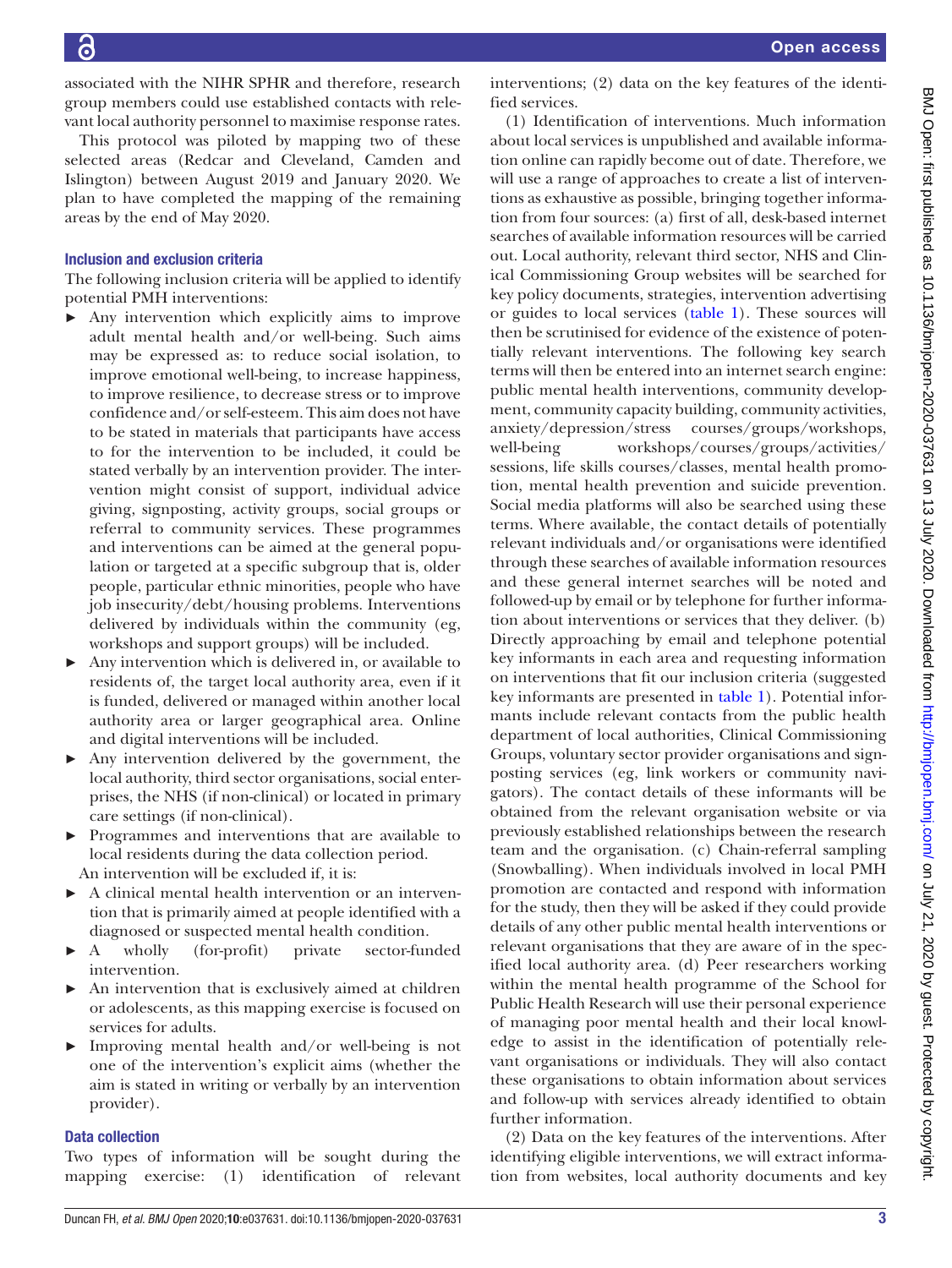associated with the NIHR SPHR and therefore, research group members could use established contacts with relevant local authority personnel to maximise response rates.

This protocol was piloted by mapping two of these selected areas (Redcar and Cleveland, Camden and Islington) between August 2019 and January 2020. We plan to have completed the mapping of the remaining areas by the end of May 2020.

### Inclusion and exclusion criteria

The following inclusion criteria will be applied to identify potential PMH interventions:

- Any intervention which explicitly aims to improve adult mental health and/or well-being. Such aims may be expressed as: to reduce social isolation, to improve emotional well-being, to increase happiness, to improve resilience, to decrease stress or to improve confidence and/or self-esteem. This aim does not have to be stated in materials that participants have access to for the intervention to be included, it could be stated verbally by an intervention provider. The intervention might consist of support, individual advice giving, signposting, activity groups, social groups or referral to community services. These programmes and interventions can be aimed at the general population or targeted at a specific subgroup that is, older people, particular ethnic minorities, people who have job insecurity/debt/housing problems. Interventions delivered by individuals within the community (eg, workshops and support groups) will be included.
- Any intervention which is delivered in, or available to residents of, the target local authority area, even if it is funded, delivered or managed within another local authority area or larger geographical area. Online and digital interventions will be included.
- Any intervention delivered by the government, the local authority, third sector organisations, social enterprises, the NHS (if non-clinical) or located in primary care settings (if non-clinical).
- Programmes and interventions that are available to local residents during the data collection period.

An intervention will be excluded if, it is:

- A clinical mental health intervention or an intervention that is primarily aimed at people identified with a diagnosed or suspected mental health condition.
- A wholly (for-profit) private sector-funded intervention.
- An intervention that is exclusively aimed at children or adolescents, as this mapping exercise is focused on services for adults.
- Improving mental health and/or well-being is not one of the intervention's explicit aims (whether the aim is stated in writing or verbally by an intervention provider).

### Data collection

Two types of information will be sought during the mapping exercise: (1) identification of relevant interventions; (2) data on the key features of the identified services.

(1) Identification of interventions. Much information about local services is unpublished and available information online can rapidly become out of date. Therefore, we will use a range of approaches to create a list of interventions as exhaustive as possible, bringing together information from four sources: (a) first of all, desk-based internet searches of available information resources will be carried out. Local authority, relevant third sector, NHS and Clinical Commissioning Group websites will be searched for key policy documents, strategies, intervention advertising or guides to local services (table 1). These sources will then be scrutinised for evidence of the existence of potentially relevant interventions. The following key search terms will then be entered into an internet search engine: public mental health interventions, community development, community capacity building, community activities, anxiety/depression/stress courses/groups/workshops, well-being workshops/courses/groups/activities/sessions, life skills courses/classes, mental health promotion, mental health prevention and suicide prevention. Social media platforms will also be searched using these terms. Where available, the contact details of potentially relevant individuals and/or organisations were identified through these searches of available information resources and these general internet searches will be noted and followed-up by email or by telephone for further information about interventions or services that they deliver. (b) Directly approaching by email and telephone potential key informants in each area and requesting information on interventions that fit our inclusion criteria (suggested key informants are presented in table 1). Potential informants include relevant contacts from the public health department of local authorities, Clinical Commissioning Groups, voluntary sector provider organisations and signposting services (eg, link workers or community navigators). The contact details of these informants will be obtained from the relevant organisation website or via previously established relationships between the research team and the organisation. (c) Chain-referral sampling (Snowballing). When individuals involved in local PMH promotion are contacted and respond with information for the study, then they will be asked if they could provide details of any other public mental health interventions or relevant organisations that they are aware of in the specified local authority area. (d) Peer researchers working within the mental health programme of the School for Public Health Research will use their personal experience of managing poor mental health and their local knowledge to assist in the identification of potentially relevant organisations or individuals. They will also contact these organisations to obtain information about services and follow-up with services already identified to obtain further information.

(2) Data on the key features of the interventions. After identifying eligible interventions, we will extract information from websites, local authority documents and key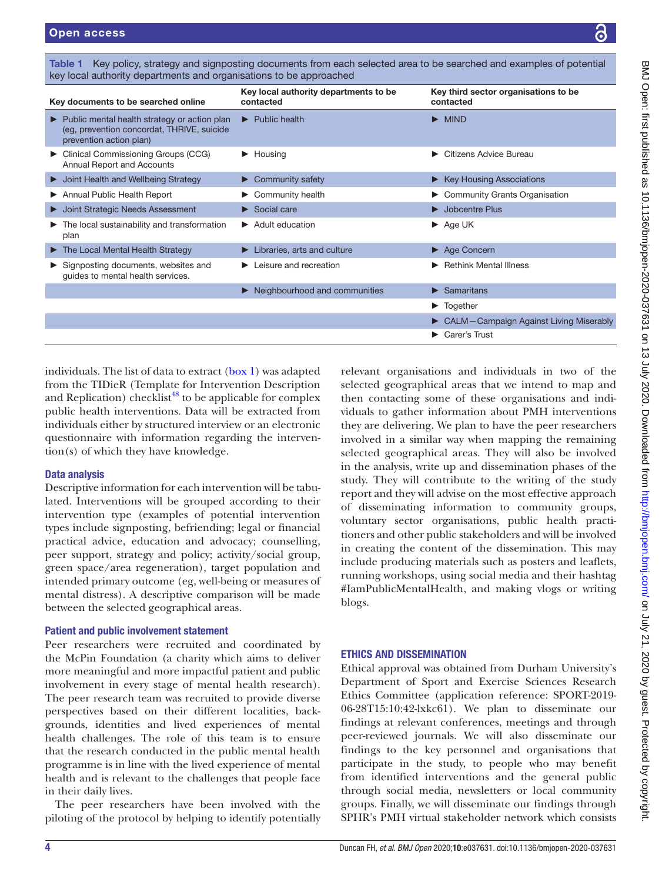Table 1 Key policy, strategy and signposting documents from each selected area to be searched and examples of potential key local authority departments and organisations to be approached

| Key documents to be searched online | Key local authority departments to be contacted | Key third sector organisations to be contacted |
|---|---|---|
| ► Public mental health strategy or action plan (eg, prevention concordat, THRIVE, suicide prevention action plan) | ► Public health | ► MIND |
| ► Clinical Commissioning Groups (CCG) Annual Report and Accounts | ► Housing | ► Citizens Advice Bureau |
| ► Joint Health and Wellbeing Strategy | ► Community safety | ► Key Housing Associations |
| ► Annual Public Health Report | ► Community health | ► Community Grants Organisation |
| ► Joint Strategic Needs Assessment | ► Social care | ► Jobcentre Plus |
| ► The local sustainability and transformation plan | ► Adult education | ► Age UK |
| ► The Local Mental Health Strategy | ► Libraries, arts and culture | ► Age Concern |
| ► Signposting documents, websites and guides to mental health services. | ► Leisure and recreation | ► Rethink Mental Illness |
| | ► Neighbourhood and communities | ► Samaritans |
| | | ► Together |
| | | ► CALM—Campaign Against Living Miserably |
| | | ► Carer's Trust |

individuals. The list of data to extract (box 1) was adapted from the TIDieR (Template for Intervention Description and Replication) checklist[48] to be applicable for complex public health interventions. Data will be extracted from individuals either by structured interview or an electronic questionnaire with information regarding the intervention(s) of which they have knowledge.

### Data analysis

Descriptive information for each intervention will be tabulated. Interventions will be grouped according to their intervention type (examples of potential intervention types include signposting, befriending; legal or financial practical advice, education and advocacy; counselling, peer support, strategy and policy; activity/social group, green space/area regeneration), target population and intended primary outcome (eg, well-being or measures of mental distress). A descriptive comparison will be made between the selected geographical areas.

### Patient and public involvement statement

Peer researchers were recruited and coordinated by the McPin Foundation (a charity which aims to deliver more meaningful and more impactful patient and public involvement in every stage of mental health research). The peer research team was recruited to provide diverse perspectives based on their different localities, backgrounds, identities and lived experiences of mental health challenges. The role of this team is to ensure that the research conducted in the public mental health programme is in line with the lived experience of mental health and is relevant to the challenges that people face in their daily lives.

The peer researchers have been involved with the piloting of the protocol by helping to identify potentially relevant organisations and individuals in two of the selected geographical areas that we intend to map and then contacting some of these organisations and individuals to gather information about PMH interventions they are delivering. We plan to have the peer researchers involved in a similar way when mapping the remaining selected geographical areas. They will also be involved in the analysis, write up and dissemination phases of the study. They will contribute to the writing of the study report and they will advise on the most effective approach of disseminating information to community groups, voluntary sector organisations, public health practitioners and other public stakeholders and will be involved in creating the content of the dissemination. This may include producing materials such as posters and leaflets, running workshops, using social media and their hashtag #IamPublicMentalHealth, and making vlogs or writing blogs.

## ETHICS AND DISSEMINATION

Ethical approval was obtained from Durham University's Department of Sport and Exercise Sciences Research Ethics Committee (application reference: SPORT-2019-06-28T15:10:42-lxkc61). We plan to disseminate our findings at relevant conferences, meetings and through peer-reviewed journals. We will also disseminate our findings to the key personnel and organisations that participate in the study, to people who may benefit from identified interventions and the general public through social media, newsletters or local community groups. Finally, we will disseminate our findings through SPHR's PMH virtual stakeholder network which consists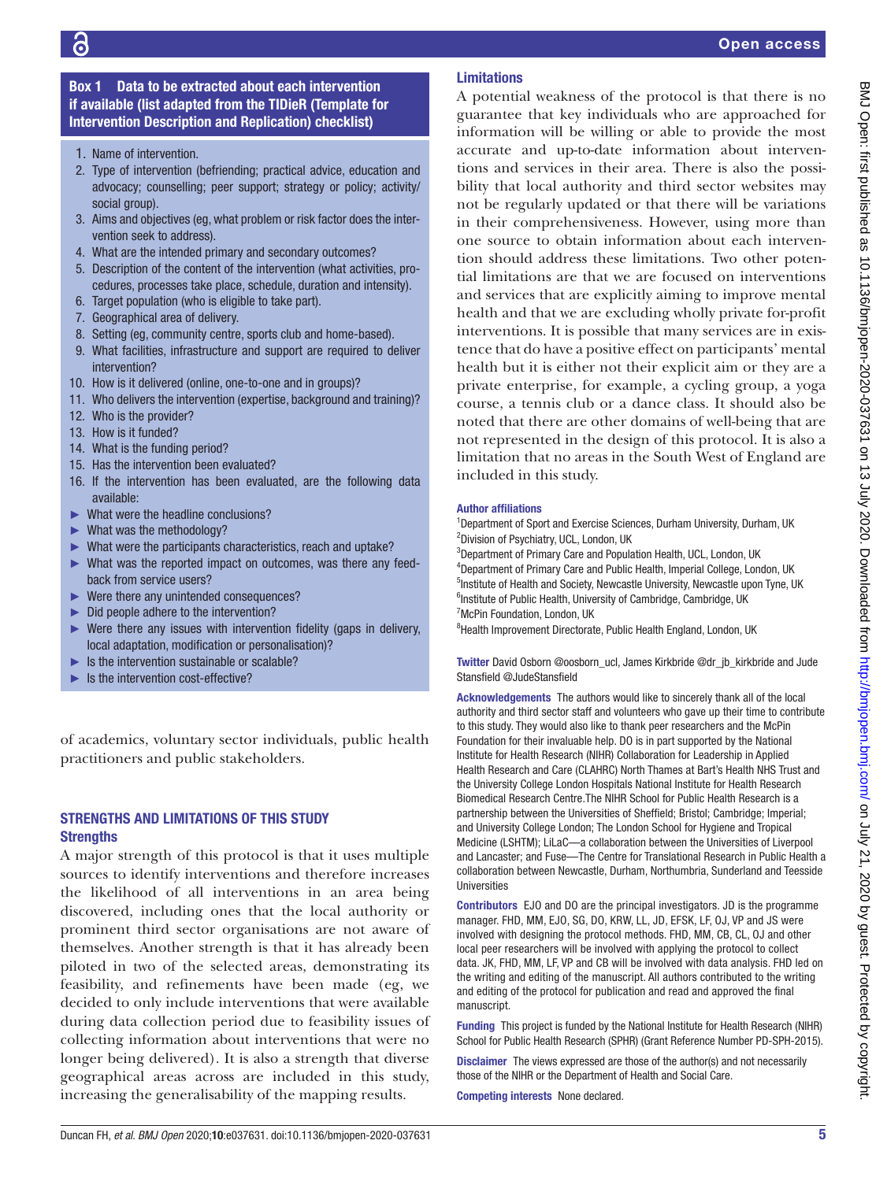**Box 1 Data to be extracted about each intervention if available (list adapted from the TIDieR (Template for Intervention Description and Replication) checklist)**

1. Name of intervention.
2. Type of intervention (befriending; practical advice, education and advocacy; counselling; peer support; strategy or policy; activity/social group).
3. Aims and objectives (eg, what problem or risk factor does the intervention seek to address).
4. What are the intended primary and secondary outcomes?
5. Description of the content of the intervention (what activities, procedures, processes take place, schedule, duration and intensity).
6. Target population (who is eligible to take part).
7. Geographical area of delivery.
8. Setting (eg, community centre, sports club and home-based).
9. What facilities, infrastructure and support are required to deliver intervention?
10. How is it delivered (online, one-to-one and in groups)?
11. Who delivers the intervention (expertise, background and training)?
12. Who is the provider?
13. How is it funded?
14. What is the funding period?
15. Has the intervention been evaluated?
16. If the intervention has been evaluated, are the following data available:
   - What were the headline conclusions?
   - What was the methodology?
   - What were the participants characteristics, reach and uptake?
   - What was the reported impact on outcomes, was there any feedback from service users?
   - Were there any unintended consequences?
   - Did people adhere to the intervention?
   - Were there any issues with intervention fidelity (gaps in delivery, local adaptation, modification or personalisation)?
   - Is the intervention sustainable or scalable?
   - Is the intervention cost-effective?

of academics, voluntary sector individuals, public health practitioners and public stakeholders.

## STRENGTHS AND LIMITATIONS OF THIS STUDY

### Strengths

A major strength of this protocol is that it uses multiple sources to identify interventions and therefore increases the likelihood of all interventions in an area being discovered, including ones that the local authority or prominent third sector organisations are not aware of themselves. Another strength is that it has already been piloted in two of the selected areas, demonstrating its feasibility, and refinements have been made (eg, we decided to only include interventions that were available during data collection period due to feasibility issues of collecting information about interventions that were no longer being delivered). It is also a strength that diverse geographical areas across are included in this study, increasing the generalisability of the mapping results.

### Limitations

A potential weakness of the protocol is that there is no guarantee that key individuals who are approached for information will be willing or able to provide the most accurate and up-to-date information about interventions and services in their area. There is also the possibility that local authority and third sector websites may not be regularly updated or that there will be variations in their comprehensiveness. However, using more than one source to obtain information about each intervention should address these limitations. Two other potential limitations are that we are focused on interventions and services that are explicitly aiming to improve mental health and that we are excluding wholly private for-profit interventions. It is possible that many services are in existence that do have a positive effect on participants' mental health but it is either not their explicit aim or they are a private enterprise, for example, a cycling group, a yoga course, a tennis club or a dance class. It should also be noted that there are other domains of well-being that are not represented in the design of this protocol. It is also a limitation that no areas in the South West of England are included in this study.

**Author affiliations**

[1]Department of Sport and Exercise Sciences, Durham University, Durham, UK
[2]Division of Psychiatry, UCL, London, UK
[3]Department of Primary Care and Population Health, UCL, London, UK
[4]Department of Primary Care and Public Health, Imperial College, London, UK
[5]Institute of Health and Society, Newcastle University, Newcastle upon Tyne, UK
[6]Institute of Public Health, University of Cambridge, Cambridge, UK
[7]McPin Foundation, London, UK
[8]Health Improvement Directorate, Public Health England, London, UK

**Twitter** David Osborn @oosborn_ucl, James Kirkbride @dr_jb_kirkbride and Jude Stansfield @JudeStansfield

**Acknowledgements** The authors would like to sincerely thank all of the local authority and third sector staff and volunteers who gave up their time to contribute to this study. They would also like to thank peer researchers and the McPin Foundation for their invaluable help. DO is in part supported by the National Institute for Health Research (NIHR) Collaboration for Leadership in Applied Health Research and Care (CLAHRC) North Thames at Bart's Health NHS Trust and the University College London Hospitals National Institute for Health Research Biomedical Research Centre.The NIHR School for Public Health Research is a partnership between the Universities of Sheffield; Bristol; Cambridge; Imperial; and University College London; The London School for Hygiene and Tropical Medicine (LSHTM); LiLaC—a collaboration between the Universities of Liverpool and Lancaster; and Fuse—The Centre for Translational Research in Public Health a collaboration between Newcastle, Durham, Northumbria, Sunderland and Teesside Universities

**Contributors** EJO and DO are the principal investigators. JD is the programme manager. FHD, MM, EJO, SG, DO, KRW, LL, JD, EFSK, LF, OJ, VP and JS were involved with designing the protocol methods. FHD, MM, CB, CL, OJ and other local peer researchers will be involved with applying the protocol to collect data. JK, FHD, MM, LF, VP and CB will be involved with data analysis. FHD led on the writing and editing of the manuscript. All authors contributed to the writing and editing of the protocol for publication and read and approved the final manuscript.

**Funding** This project is funded by the National Institute for Health Research (NIHR) School for Public Health Research (SPHR) (Grant Reference Number PD-SPH-2015).

**Disclaimer** The views expressed are those of the author(s) and not necessarily those of the NIHR or the Department of Health and Social Care.

**Competing interests** None declared.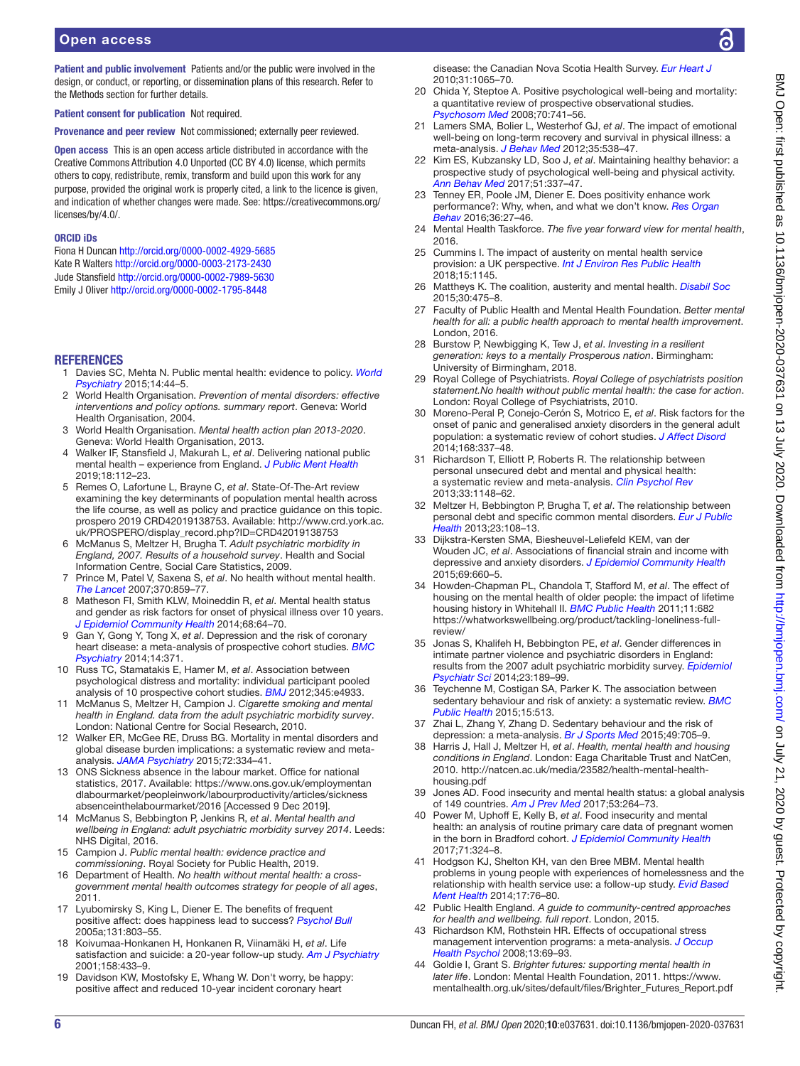**Patient and public involvement** Patients and/or the public were involved in the design, or conduct, or reporting, or dissemination plans of this research. Refer to the Methods section for further details.

**Patient consent for publication** Not required.

**Provenance and peer review** Not commissioned; externally peer reviewed.

**Open access** This is an open access article distributed in accordance with the Creative Commons Attribution 4.0 Unported (CC BY 4.0) license, which permits others to copy, redistribute, remix, transform and build upon this work for any purpose, provided the original work is properly cited, a link to the licence is given, and indication of whether changes were made. See: https://creativecommons.org/licenses/by/4.0/.

**ORCID iDs**

Fiona H Duncan http://orcid.org/0000-0002-4929-5685
Kate R Walters http://orcid.org/0000-0003-2173-2430
Jude Stansfield http://orcid.org/0000-0002-7989-5630
Emily J Oliver http://orcid.org/0000-0002-1795-8448

## REFERENCES

1. Davies SC, Mehta N. Public mental health: evidence to policy. *World Psychiatry* 2015;14:44–5.
2. World Health Organisation. *Prevention of mental disorders: effective interventions and policy options. summary report*. Geneva: World Health Organisation, 2004.
3. World Health Organisation. *Mental health action plan 2013-2020*. Geneva: World Health Organisation, 2013.
4. Walker IF, Stansfield J, Makurah L, *et al*. Delivering national public mental health – experience from England. *J Public Ment Health* 2019;18:112–23.
5. Remes O, Lafortune L, Brayne C, *et al*. State-Of-The-Art review examining the key determinants of population mental health across the life course, as well as policy and practice guidance on this topic. prospero 2019 CRD42019138753. Available: http://www.crd.york.ac.uk/PROSPERO/display_record.php?ID=CRD42019138753
6. McManus S, Meltzer H, Brugha T. *Adult psychiatric morbidity in England, 2007. Results of a household survey*. Health and Social Information Centre, Social Care Statistics, 2009.
7. Prince M, Patel V, Saxena S, *et al*. No health without mental health. *The Lancet* 2007;370:859–77.
8. Matheson FI, Smith KLW, Moineddin R, *et al*. Mental health status and gender as risk factors for onset of physical illness over 10 years. *J Epidemiol Community Health* 2014;68:64–70.
9. Gan Y, Gong Y, Tong X, *et al*. Depression and the risk of coronary heart disease: a meta-analysis of prospective cohort studies. *BMC Psychiatry* 2014;14:371.
10. Russ TC, Stamatakis E, Hamer M, *et al*. Association between psychological distress and mortality: individual participant pooled analysis of 10 prospective cohort studies. *BMJ* 2012;345:e4933.
11. McManus S, Meltzer H, Campion J. *Cigarette smoking and mental health in England. data from the adult psychiatric morbidity survey*. London: National Centre for Social Research, 2010.
12. Walker ER, McGee RE, Druss BG. Mortality in mental disorders and global disease burden implications: a systematic review and meta-analysis. *JAMA Psychiatry* 2015;72:334–41.
13. ONS Sickness absence in the labour market. Office for national statistics, 2017. Available: https://www.ons.gov.uk/employmentandlabourmarket/peopleinwork/labourproductivity/articles/sicknessabsenceinthelabourmarket/2016 [Accessed 9 Dec 2019].
14. McManus S, Bebbington P, Jenkins R, *et al*. *Mental health and wellbeing in England: adult psychiatric morbidity survey 2014*. Leeds: NHS Digital, 2016.
15. Campion J. *Public mental health: evidence practice and commissioning*. Royal Society for Public Health, 2019.
16. Department of Health. *No health without mental health: a cross-government mental health outcomes strategy for people of all ages*, 2011.
17. Lyubomirsky S, King L, Diener E. The benefits of frequent positive affect: does happiness lead to success? *Psychol Bull* 2005a;131:803–55.
18. Koivumaa-Honkanen H, Honkanen R, Viinamäki H, *et al*. Life satisfaction and suicide: a 20-year follow-up study. *Am J Psychiatry* 2001;158:433–9.
19. Davidson KW, Mostofsky E, Whang W. Don't worry, be happy: positive affect and reduced 10-year incident coronary heart disease: the Canadian Nova Scotia Health Survey. *Eur Heart J* 2010;31:1065–70.
20. Chida Y, Steptoe A. Positive psychological well-being and mortality: a quantitative review of prospective observational studies. *Psychosom Med* 2008;70:741–56.
21. Lamers SMA, Bolier L, Westerhof GJ, *et al*. The impact of emotional well-being on long-term recovery and survival in physical illness: a meta-analysis. *J Behav Med* 2012;35:538–47.
22. Kim ES, Kubzansky LD, Soo J, *et al*. Maintaining healthy behavior: a prospective study of psychological well-being and physical activity. *Ann Behav Med* 2017;51:337–47.
23. Tenney ER, Poole JM, Diener E. Does positivity enhance work performance?: Why, when, and what we don't know. *Res Organ Behav* 2016;36:27–46.
24. Mental Health Taskforce. *The five year forward view for mental health*, 2016.
25. Cummins I. The impact of austerity on mental health service provision: a UK perspective. *Int J Environ Res Public Health* 2018;15:1145.
26. Mattheys K. The coalition, austerity and mental health. *Disabil Soc* 2015;30:475–8.
27. Faculty of Public Health and Mental Health Foundation. *Better mental health for all: a public health approach to mental health improvement*. London, 2016.
28. Burstow P, Newbigging K, Tew J, *et al*. *Investing in a resilient generation: keys to a mentally Prosperous nation*. Birmingham: University of Birmingham, 2018.
29. Royal College of Psychiatrists. *Royal College of psychiatrists position statement.No health without public mental health: the case for action*. London: Royal College of Psychiatrists, 2010.
30. Moreno-Peral P, Conejo-Cerón S, Motrico E, *et al*. Risk factors for the onset of panic and generalised anxiety disorders in the general adult population: a systematic review of cohort studies. *J Affect Disord* 2014;168:337–48.
31. Richardson T, Elliott P, Roberts R. The relationship between personal unsecured debt and mental and physical health: a systematic review and meta-analysis. *Clin Psychol Rev* 2013;33:1148–62.
32. Meltzer H, Bebbington P, Brugha T, *et al*. The relationship between personal debt and specific common mental disorders. *Eur J Public Health* 2013;23:108–13.
33. Dijkstra-Kersten SMA, Biesheuvel-Leliefeld KEM, van der Wouden JC, *et al*. Associations of financial strain and income with depressive and anxiety disorders. *J Epidemiol Community Health* 2015;69:660–5.
34. Howden-Chapman PL, Chandola T, Stafford M, *et al*. The effect of housing on the mental health of older people: the impact of lifetime housing history in Whitehall II. *BMC Public Health* 2011;11:682 https://whatworkswellbeing.org/product/tackling-loneliness-full-review/
35. Jonas S, Khalifeh H, Bebbington PE, *et al*. Gender differences in intimate partner violence and psychiatric disorders in England: results from the 2007 adult psychiatric morbidity survey. *Epidemiol Psychiatr Sci* 2014;23:189–99.
36. Teychenne M, Costigan SA, Parker K. The association between sedentary behaviour and risk of anxiety: a systematic review. *BMC Public Health* 2015;15:513.
37. Zhai L, Zhang Y, Zhang D. Sedentary behaviour and the risk of depression: a meta-analysis. *Br J Sports Med* 2015;49:705–9.
38. Harris J, Hall J, Meltzer H, *et al*. *Health, mental health and housing conditions in England*. London: Eaga Charitable Trust and NatCen, 2010. http://natcen.ac.uk/media/23582/health-mental-health-housing.pdf
39. Jones AD. Food insecurity and mental health status: a global analysis of 149 countries. *Am J Prev Med* 2017;53:264–73.
40. Power M, Uphoff E, Kelly B, *et al*. Food insecurity and mental health: an analysis of routine primary care data of pregnant women in the born in Bradford cohort. *J Epidemiol Community Health* 2017;71:324–8.
41. Hodgson KJ, Shelton KH, van den Bree MBM. Mental health problems in young people with experiences of homelessness and the relationship with health service use: a follow-up study. *Evid Based Ment Health* 2014;17:76–80.
42. Public Health England. *A guide to community-centred approaches for health and wellbeing. full report*. London, 2015.
43. Richardson KM, Rothstein HR. Effects of occupational stress management intervention programs: a meta-analysis. *J Occup Health Psychol* 2008;13:69–93.
44. Goldie I, Grant S. *Brighter futures: supporting mental health in later life*. London: Mental Health Foundation, 2011. https://www.mentalhealth.org.uk/sites/default/files/Brighter_Futures_Report.pdf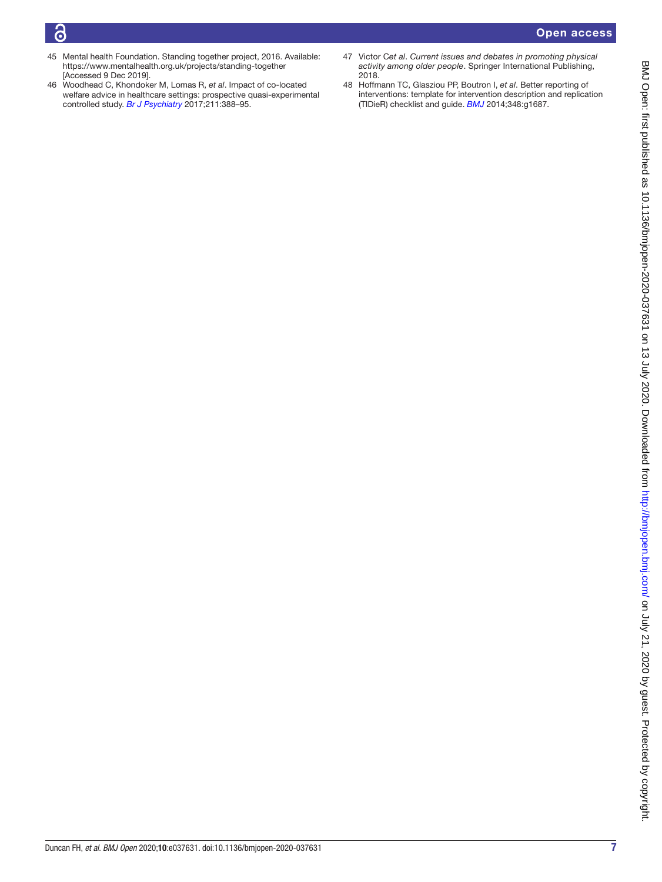45 Mental health Foundation. Standing together project, 2016. Available: https://www.mentalhealth.org.uk/projects/standing-together [Accessed 9 Dec 2019].

46 Woodhead C, Khondoker M, Lomas R, *et al*. Impact of co-located welfare advice in healthcare settings: prospective quasi-experimental controlled study. *Br J Psychiatry* 2017;211:388–95.

47 Victor C*et al*. *Current issues and debates in promoting physical activity among older people*. Springer International Publishing, 2018.

48 Hoffmann TC, Glasziou PP, Boutron I, *et al*. Better reporting of interventions: template for intervention description and replication (TIDieR) checklist and guide. *BMJ* 2014;348:g1687.